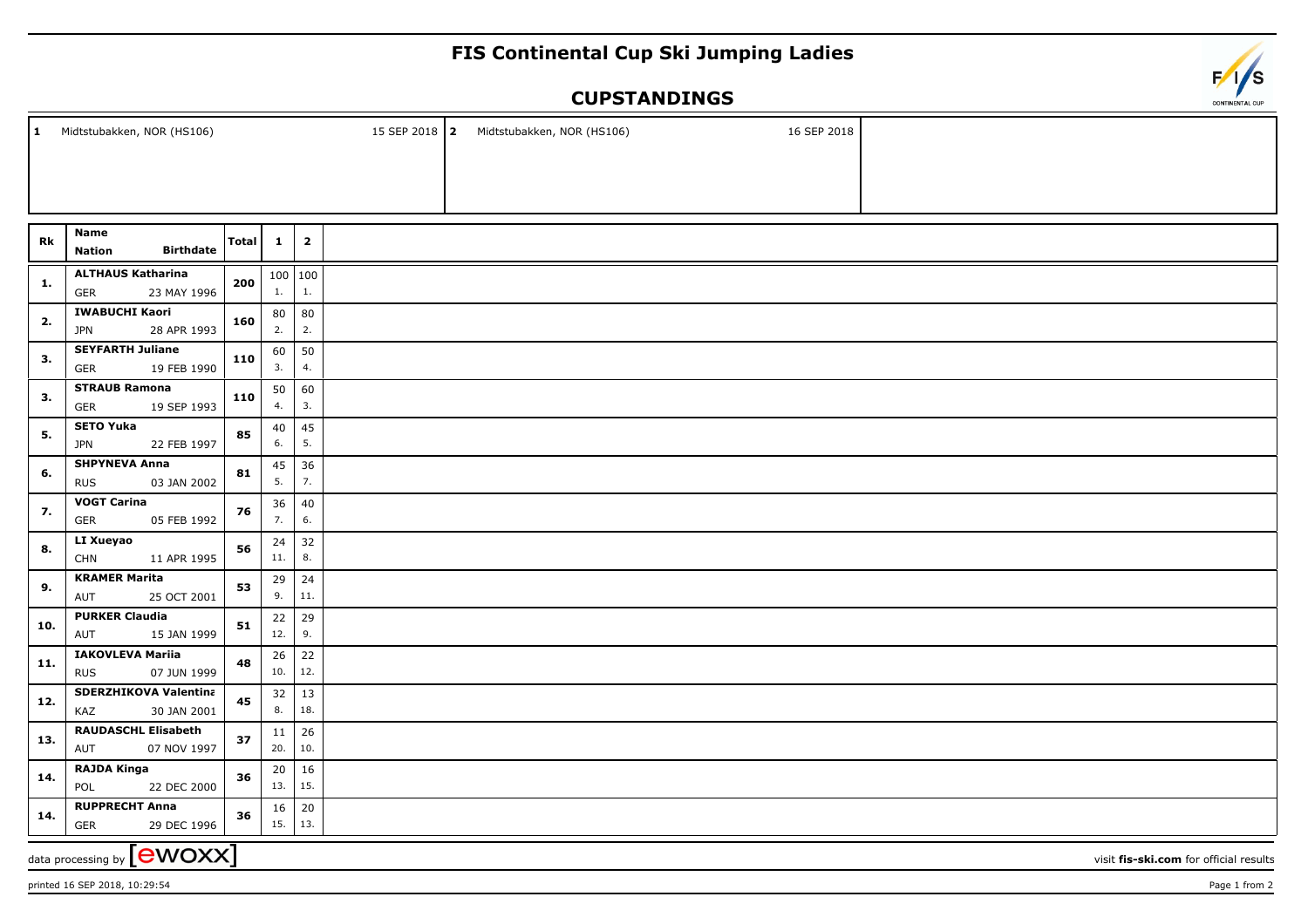# FIS Continental Cup Ski Jumping Ladies

## CUPSTANDINGS

| 1 | Midtstubakken, NOR (HS106) | 15 SEP 2018 | 2 | Midtstubakken, NOR (HS106) | 16 SEP 2018 |
|---|---|---|---|---|---|

| Rk | Name / Nation | Birthdate | Total | 1 | 2 |
|---|---|---|---|---|---|
| 1. | ALTHAUS Katharina / GER | 23 MAY 1996 | 200 | 100 (1.) | 100 (1.) |
| 2. | IWABUCHI Kaori / JPN | 28 APR 1993 | 160 | 80 (2.) | 80 (2.) |
| 3. | SEYFARTH Juliane / GER | 19 FEB 1990 | 110 | 60 (3.) | 50 (4.) |
| 3. | STRAUB Ramona / GER | 19 SEP 1993 | 110 | 50 (4.) | 60 (3.) |
| 5. | SETO Yuka / JPN | 22 FEB 1997 | 85 | 40 (6.) | 45 (5.) |
| 6. | SHPYNEVA Anna / RUS | 03 JAN 2002 | 81 | 45 (5.) | 36 (7.) |
| 7. | VOGT Carina / GER | 05 FEB 1992 | 76 | 36 (7.) | 40 (6.) |
| 8. | LI Xueyao / CHN | 11 APR 1995 | 56 | 24 (11.) | 32 (8.) |
| 9. | KRAMER Marita / AUT | 25 OCT 2001 | 53 | 29 (9.) | 24 (11.) |
| 10. | PURKER Claudia / AUT | 15 JAN 1999 | 51 | 22 (12.) | 29 (9.) |
| 11. | IAKOVLEVA Mariia / RUS | 07 JUN 1999 | 48 | 26 (10.) | 22 (12.) |
| 12. | SDERZHIKOVA Valentina / KAZ | 30 JAN 2001 | 45 | 32 (8.) | 13 (18.) |
| 13. | RAUDASCHL Elisabeth / AUT | 07 NOV 1997 | 37 | 11 (20.) | 26 (10.) |
| 14. | RAJDA Kinga / POL | 22 DEC 2000 | 36 | 20 (13.) | 16 (15.) |
| 14. | RUPPRECHT Anna / GER | 29 DEC 1996 | 36 | 16 (15.) | 20 (13.) |

data processing by [ewoxx]

visit **fis-ski.com** for official results

printed 16 SEP 2018, 10:29:54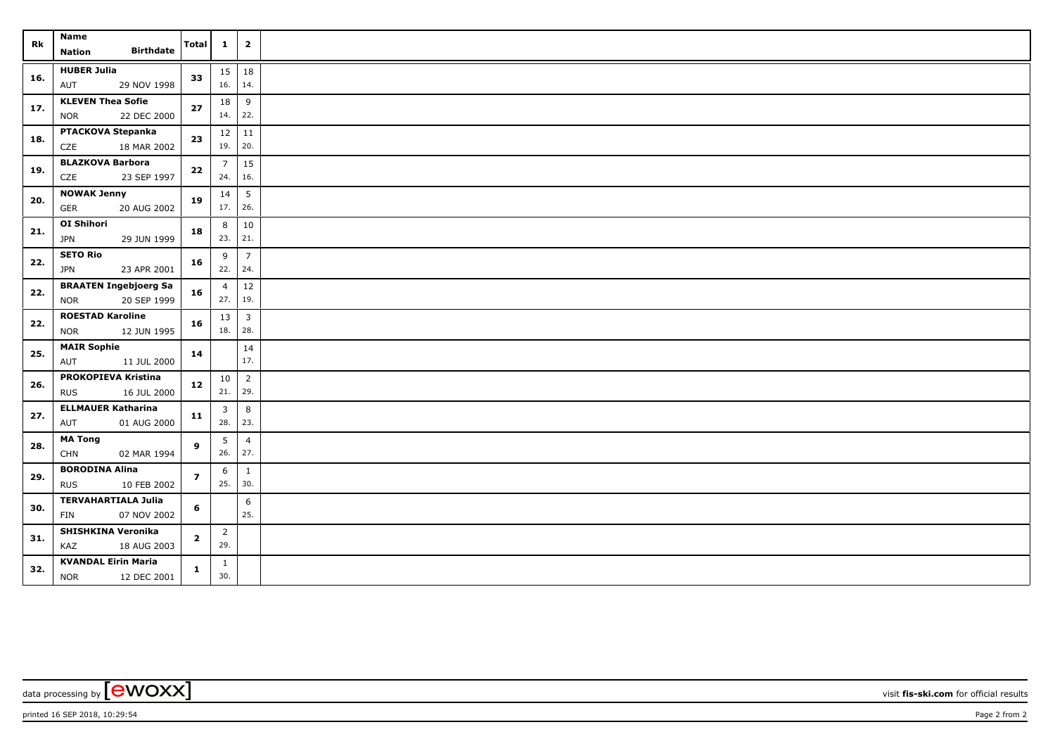| Rk | Name<br>Nation Birthdate | Total | 1 | 2 |
|---|---|---|---|---|
| 16. | **HUBER Julia**<br>AUT 29 NOV 1998 | **33** | 15<br>16. | 18<br>14. |
| 17. | **KLEVEN Thea Sofie**<br>NOR 22 DEC 2000 | **27** | 18<br>14. | 9<br>22. |
| 18. | **PTACKOVA Stepanka**<br>CZE 18 MAR 2002 | **23** | 12<br>19. | 11<br>20. |
| 19. | **BLAZKOVA Barbora**<br>CZE 23 SEP 1997 | **22** | 7<br>24. | 15<br>16. |
| 20. | **NOWAK Jenny**<br>GER 20 AUG 2002 | **19** | 14<br>17. | 5<br>26. |
| 21. | **OI Shihori**<br>JPN 29 JUN 1999 | **18** | 8<br>23. | 10<br>21. |
| 22. | **SETO Rio**<br>JPN 23 APR 2001 | **16** | 9<br>22. | 7<br>24. |
| 22. | **BRAATEN Ingebjoerg Sa**<br>NOR 20 SEP 1999 | **16** | 4<br>27. | 12<br>19. |
| 22. | **ROESTAD Karoline**<br>NOR 12 JUN 1995 | **16** | 13<br>18. | 3<br>28. |
| 25. | **MAIR Sophie**<br>AUT 11 JUL 2000 | **14** | | 14<br>17. |
| 26. | **PROKOPIEVA Kristina**<br>RUS 16 JUL 2000 | **12** | 10<br>21. | 2<br>29. |
| 27. | **ELLMAUER Katharina**<br>AUT 01 AUG 2000 | **11** | 3<br>28. | 8<br>23. |
| 28. | **MA Tong**<br>CHN 02 MAR 1994 | **9** | 5<br>26. | 4<br>27. |
| 29. | **BORODINA Alina**<br>RUS 10 FEB 2002 | **7** | 6<br>25. | 1<br>30. |
| 30. | **TERVAHARTIALA Julia**<br>FIN 07 NOV 2002 | **6** | | 6<br>25. |
| 31. | **SHISHKINA Veronika**<br>KAZ 18 AUG 2003 | **2** | 2<br>29. | |
| 32. | **KVANDAL Eirin Maria**<br>NOR 12 DEC 2001 | **1** | 1<br>30. | |

data processing by [ewoxx] visit **fis-ski.com** for official results

printed 16 SEP 2018, 10:29:54